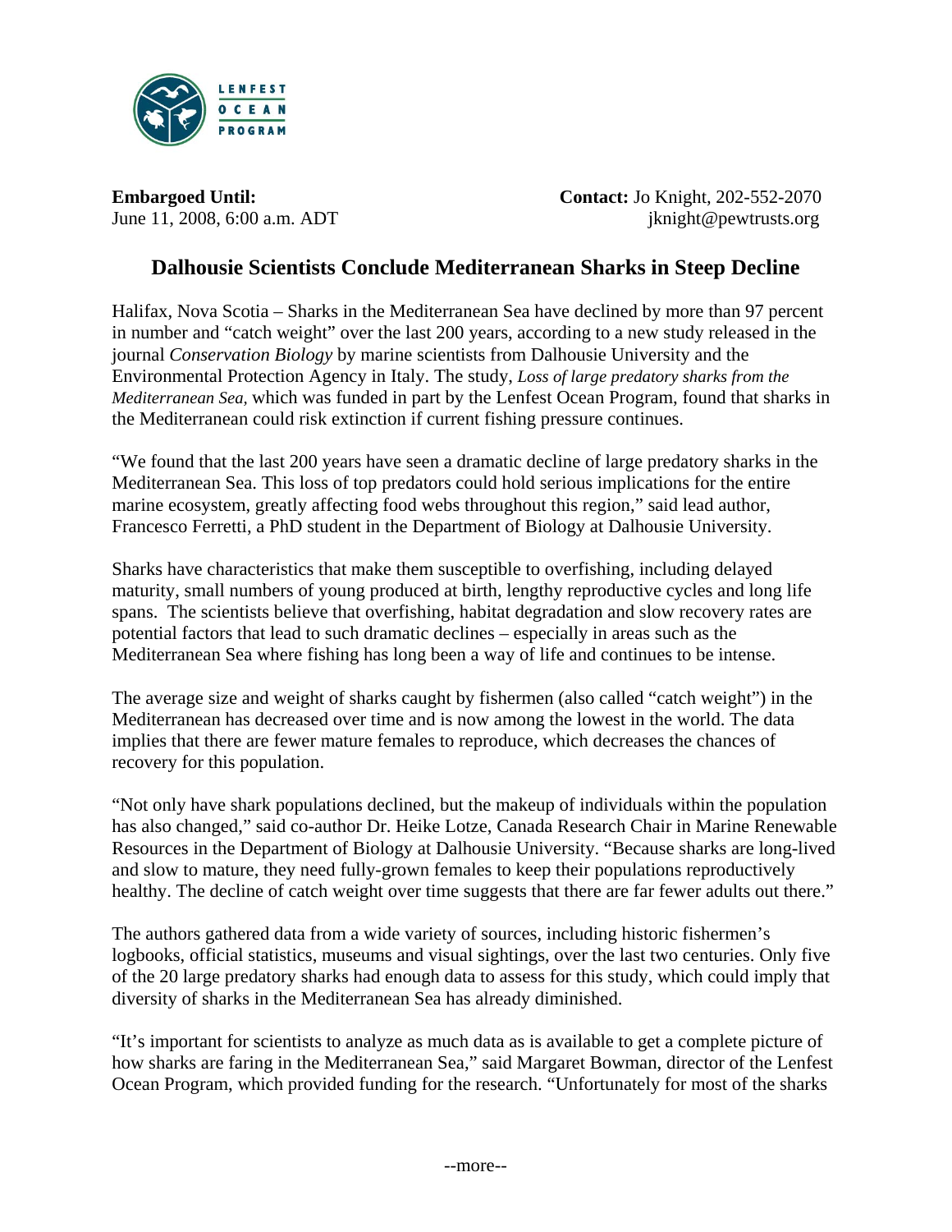LENFEST OCEAN PROGRAM

**Embargoed Until:**
June 11, 2008, 6:00 a.m. ADT

**Contact:** Jo Knight, 202-552-2070
jknight@pewtrusts.org

## Dalhousie Scientists Conclude Mediterranean Sharks in Steep Decline

Halifax, Nova Scotia – Sharks in the Mediterranean Sea have declined by more than 97 percent in number and "catch weight" over the last 200 years, according to a new study released in the journal *Conservation Biology* by marine scientists from Dalhousie University and the Environmental Protection Agency in Italy. The study, *Loss of large predatory sharks from the Mediterranean Sea,* which was funded in part by the Lenfest Ocean Program, found that sharks in the Mediterranean could risk extinction if current fishing pressure continues.

"We found that the last 200 years have seen a dramatic decline of large predatory sharks in the Mediterranean Sea. This loss of top predators could hold serious implications for the entire marine ecosystem, greatly affecting food webs throughout this region," said lead author, Francesco Ferretti, a PhD student in the Department of Biology at Dalhousie University.

Sharks have characteristics that make them susceptible to overfishing, including delayed maturity, small numbers of young produced at birth, lengthy reproductive cycles and long life spans. The scientists believe that overfishing, habitat degradation and slow recovery rates are potential factors that lead to such dramatic declines – especially in areas such as the Mediterranean Sea where fishing has long been a way of life and continues to be intense.

The average size and weight of sharks caught by fishermen (also called "catch weight") in the Mediterranean has decreased over time and is now among the lowest in the world. The data implies that there are fewer mature females to reproduce, which decreases the chances of recovery for this population.

"Not only have shark populations declined, but the makeup of individuals within the population has also changed," said co-author Dr. Heike Lotze, Canada Research Chair in Marine Renewable Resources in the Department of Biology at Dalhousie University. "Because sharks are long-lived and slow to mature, they need fully-grown females to keep their populations reproductively healthy. The decline of catch weight over time suggests that there are far fewer adults out there."

The authors gathered data from a wide variety of sources, including historic fishermen's logbooks, official statistics, museums and visual sightings, over the last two centuries. Only five of the 20 large predatory sharks had enough data to assess for this study, which could imply that diversity of sharks in the Mediterranean Sea has already diminished.

"It's important for scientists to analyze as much data as is available to get a complete picture of how sharks are faring in the Mediterranean Sea," said Margaret Bowman, director of the Lenfest Ocean Program, which provided funding for the research. "Unfortunately for most of the sharks

--more--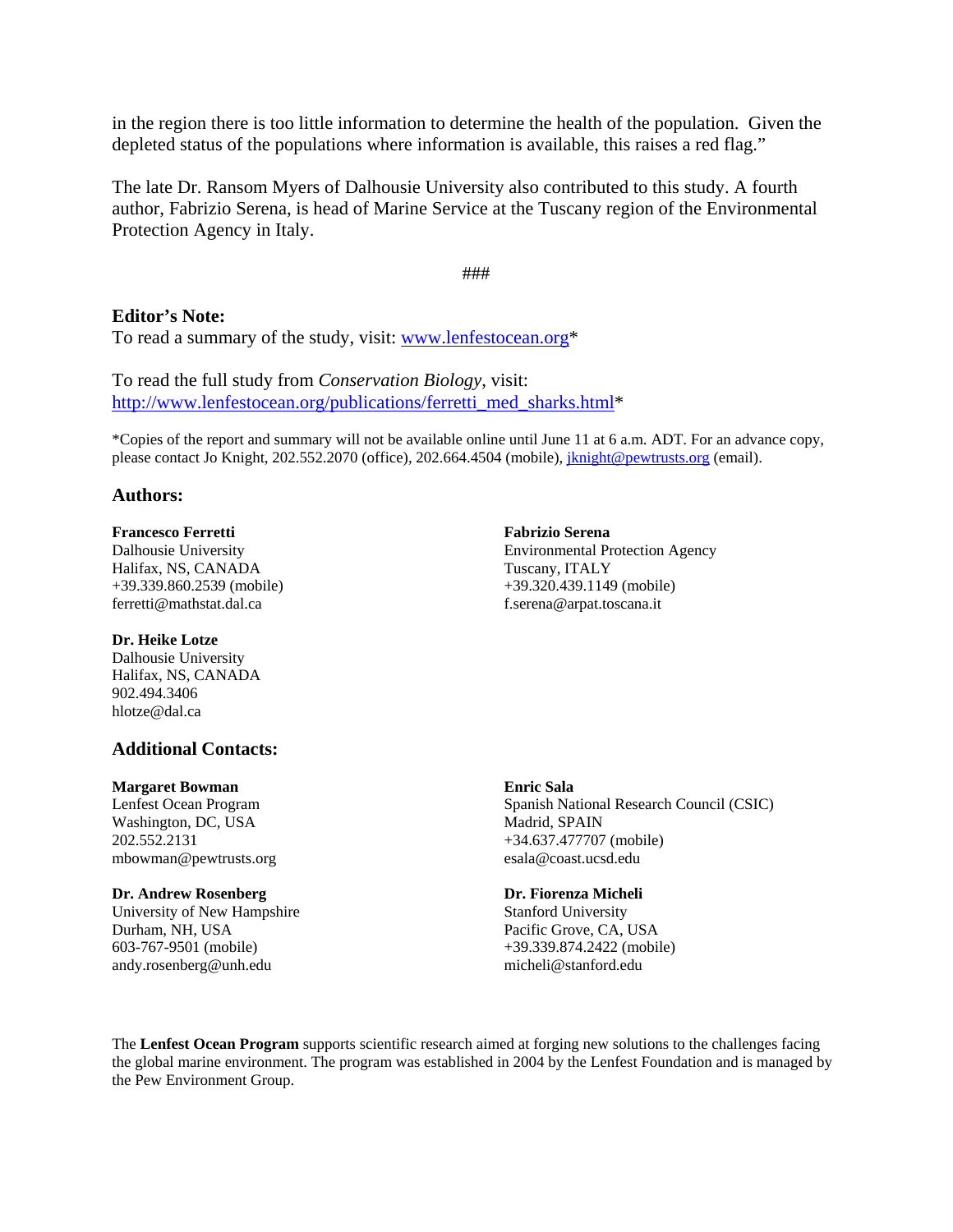in the region there is too little information to determine the health of the population. Given the depleted status of the populations where information is available, this raises a red flag."

The late Dr. Ransom Myers of Dalhousie University also contributed to this study. A fourth author, Fabrizio Serena, is head of Marine Service at the Tuscany region of the Environmental Protection Agency in Italy.

###

**Editor's Note:**
To read a summary of the study, visit: [www.lenfestocean.org](http://www.lenfestocean.org)*

To read the full study from *Conservation Biology*, visit: [http://www.lenfestocean.org/publications/ferretti_med_sharks.html](http://www.lenfestocean.org/publications/ferretti_med_sharks.html)*

*Copies of the report and summary will not be available online until June 11 at 6 a.m. ADT. For an advance copy, please contact Jo Knight, 202.552.2070 (office), 202.664.4504 (mobile), jknight@pewtrusts.org (email).

## Authors:

**Francesco Ferretti**
Dalhousie University
Halifax, NS, CANADA
+39.339.860.2539 (mobile)
ferretti@mathstat.dal.ca

**Dr. Heike Lotze**
Dalhousie University
Halifax, NS, CANADA
902.494.3406
hlotze@dal.ca

**Fabrizio Serena**
Environmental Protection Agency
Tuscany, ITALY
+39.320.439.1149 (mobile)
f.serena@arpat.toscana.it

## Additional Contacts:

**Margaret Bowman**
Lenfest Ocean Program
Washington, DC, USA
202.552.2131
mbowman@pewtrusts.org

**Dr. Andrew Rosenberg**
University of New Hampshire
Durham, NH, USA
603-767-9501 (mobile)
andy.rosenberg@unh.edu

**Enric Sala**
Spanish National Research Council (CSIC)
Madrid, SPAIN
+34.637.477707 (mobile)
esala@coast.ucsd.edu

**Dr. Fiorenza Micheli**
Stanford University
Pacific Grove, CA, USA
+39.339.874.2422 (mobile)
micheli@stanford.edu

The **Lenfest Ocean Program** supports scientific research aimed at forging new solutions to the challenges facing the global marine environment. The program was established in 2004 by the Lenfest Foundation and is managed by the Pew Environment Group.